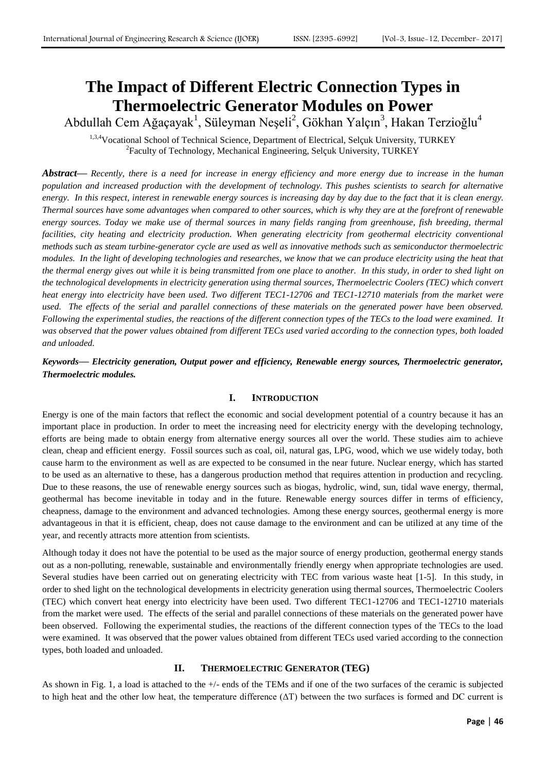# The Impact of Different Electric Connection Types in Thermoelectric Generator Modules on Power

Abdullah Cem Ağaçayak[1], Süleyman Neşeli[2], Gökhan Yalçın[3], Hakan Terzioğlu[4]

[1,3,4]Vocational School of Technical Science, Department of Electrical, Selçuk University, TURKEY
[2]Faculty of Technology, Mechanical Engineering, Selçuk University, TURKEY

***Abstract*— *Recently, there is a need for increase in energy efficiency and more energy due to increase in the human population and increased production with the development of technology. This pushes scientists to search for alternative energy. In this respect, interest in renewable energy sources is increasing day by day due to the fact that it is clean energy. Thermal sources have some advantages when compared to other sources, which is why they are at the forefront of renewable energy sources. Today we make use of thermal sources in many fields ranging from greenhouse, fish breeding, thermal facilities, city heating and electricity production. When generating electricity from geothermal electricity conventional methods such as steam turbine-generator cycle are used as well as innovative methods such as semiconductor thermoelectric modules. In the light of developing technologies and researches, we know that we can produce electricity using the heat that the thermal energy gives out while it is being transmitted from one place to another. In this study, in order to shed light on the technological developments in electricity generation using thermal sources, Thermoelectric Coolers (TEC) which convert heat energy into electricity have been used. Two different TEC1-12706 and TEC1-12710 materials from the market were used. The effects of the serial and parallel connections of these materials on the generated power have been observed. Following the experimental studies, the reactions of the different connection types of the TECs to the load were examined. It was observed that the power values obtained from different TECs used varied according to the connection types, both loaded and unloaded.***

***Keywords*— *Electricity generation, Output power and efficiency, Renewable energy sources, Thermoelectric generator, Thermoelectric modules.***

## I. INTRODUCTION

Energy is one of the main factors that reflect the economic and social development potential of a country because it has an important place in production. In order to meet the increasing need for electricity energy with the developing technology, efforts are being made to obtain energy from alternative energy sources all over the world. These studies aim to achieve clean, cheap and efficient energy. Fossil sources such as coal, oil, natural gas, LPG, wood, which we use widely today, both cause harm to the environment as well as are expected to be consumed in the near future. Nuclear energy, which has started to be used as an alternative to these, has a dangerous production method that requires attention in production and recycling. Due to these reasons, the use of renewable energy sources such as biogas, hydrolic, wind, sun, tidal wave energy, thermal, geothermal has become inevitable in today and in the future. Renewable energy sources differ in terms of efficiency, cheapness, damage to the environment and advanced technologies. Among these energy sources, geothermal energy is more advantageous in that it is efficient, cheap, does not cause damage to the environment and can be utilized at any time of the year, and recently attracts more attention from scientists.

Although today it does not have the potential to be used as the major source of energy production, geothermal energy stands out as a non-polluting, renewable, sustainable and environmentally friendly energy when appropriate technologies are used. Several studies have been carried out on generating electricity with TEC from various waste heat [1-5]. In this study, in order to shed light on the technological developments in electricity generation using thermal sources, Thermoelectric Coolers (TEC) which convert heat energy into electricity have been used. Two different TEC1-12706 and TEC1-12710 materials from the market were used. The effects of the serial and parallel connections of these materials on the generated power have been observed. Following the experimental studies, the reactions of the different connection types of the TECs to the load were examined. It was observed that the power values obtained from different TECs used varied according to the connection types, both loaded and unloaded.

## II. THERMOELECTRIC GENERATOR (TEG)

As shown in Fig. 1, a load is attached to the +/- ends of the TEMs and if one of the two surfaces of the ceramic is subjected to high heat and the other low heat, the temperature difference ($\Delta T$) between the two surfaces is formed and DC current is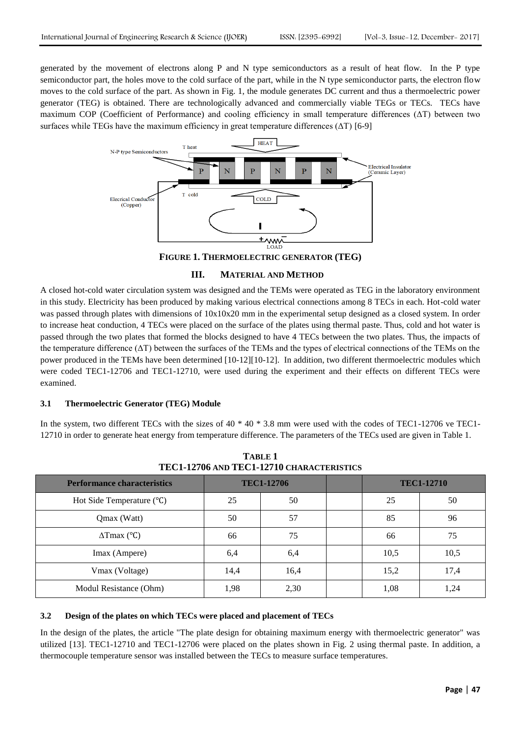generated by the movement of electrons along P and N type semiconductors as a result of heat flow. In the P type semiconductor part, the holes move to the cold surface of the part, while in the N type semiconductor parts, the electron flow moves to the cold surface of the part. As shown in Fig. 1, the module generates DC current and thus a thermoelectric power generator (TEG) is obtained. There are technologically advanced and commercially viable TEGs or TECs. TECs have maximum COP (Coefficient of Performance) and cooling efficiency in small temperature differences (ΔT) between two surfaces while TEGs have the maximum efficiency in great temperature differences (ΔT) [6-9]

**FIGURE 1. THERMOELECTRIC GENERATOR (TEG)**

## III. MATERIAL AND METHOD

A closed hot-cold water circulation system was designed and the TEMs were operated as TEG in the laboratory environment in this study. Electricity has been produced by making various electrical connections among 8 TECs in each. Hot-cold water was passed through plates with dimensions of 10x10x20 mm in the experimental setup designed as a closed system. In order to increase heat conduction, 4 TECs were placed on the surface of the plates using thermal paste. Thus, cold and hot water is passed through the two plates that formed the blocks designed to have 4 TECs between the two plates. Thus, the impacts of the temperature difference (ΔT) between the surfaces of the TEMs and the types of electrical connections of the TEMs on the power produced in the TEMs have been determined [10-12][10-12]. In addition, two different thermoelectric modules which were coded TEC1-12706 and TEC1-12710, were used during the experiment and their effects on different TECs were examined.

### 3.1 Thermoelectric Generator (TEG) Module

In the system, two different TECs with the sizes of 40 * 40 * 3.8 mm were used with the codes of TEC1-12706 ve TEC1-12710 in order to generate heat energy from temperature difference. The parameters of the TECs used are given in Table 1.

**TABLE 1**
**TEC1-12706 AND TEC1-12710 CHARACTERISTICS**

| Performance characteristics | TEC1-12706 | | | TEC1-12710 | |
|---|---|---|---|---|---|
| Hot Side Temperature (℃) | 25 | 50 | | 25 | 50 |
| Qmax (Watt) | 50 | 57 | | 85 | 96 |
| ΔTmax (℃) | 66 | 75 | | 66 | 75 |
| Imax (Ampere) | 6,4 | 6,4 | | 10,5 | 10,5 |
| Vmax (Voltage) | 14,4 | 16,4 | | 15,2 | 17,4 |
| Modul Resistance (Ohm) | 1,98 | 2,30 | | 1,08 | 1,24 |

### 3.2 Design of the plates on which TECs were placed and placement of TECs

In the design of the plates, the article "The plate design for obtaining maximum energy with thermoelectric generator" was utilized [13]. TEC1-12710 and TEC1-12706 were placed on the plates shown in Fig. 2 using thermal paste. In addition, a thermocouple temperature sensor was installed between the TECs to measure surface temperatures.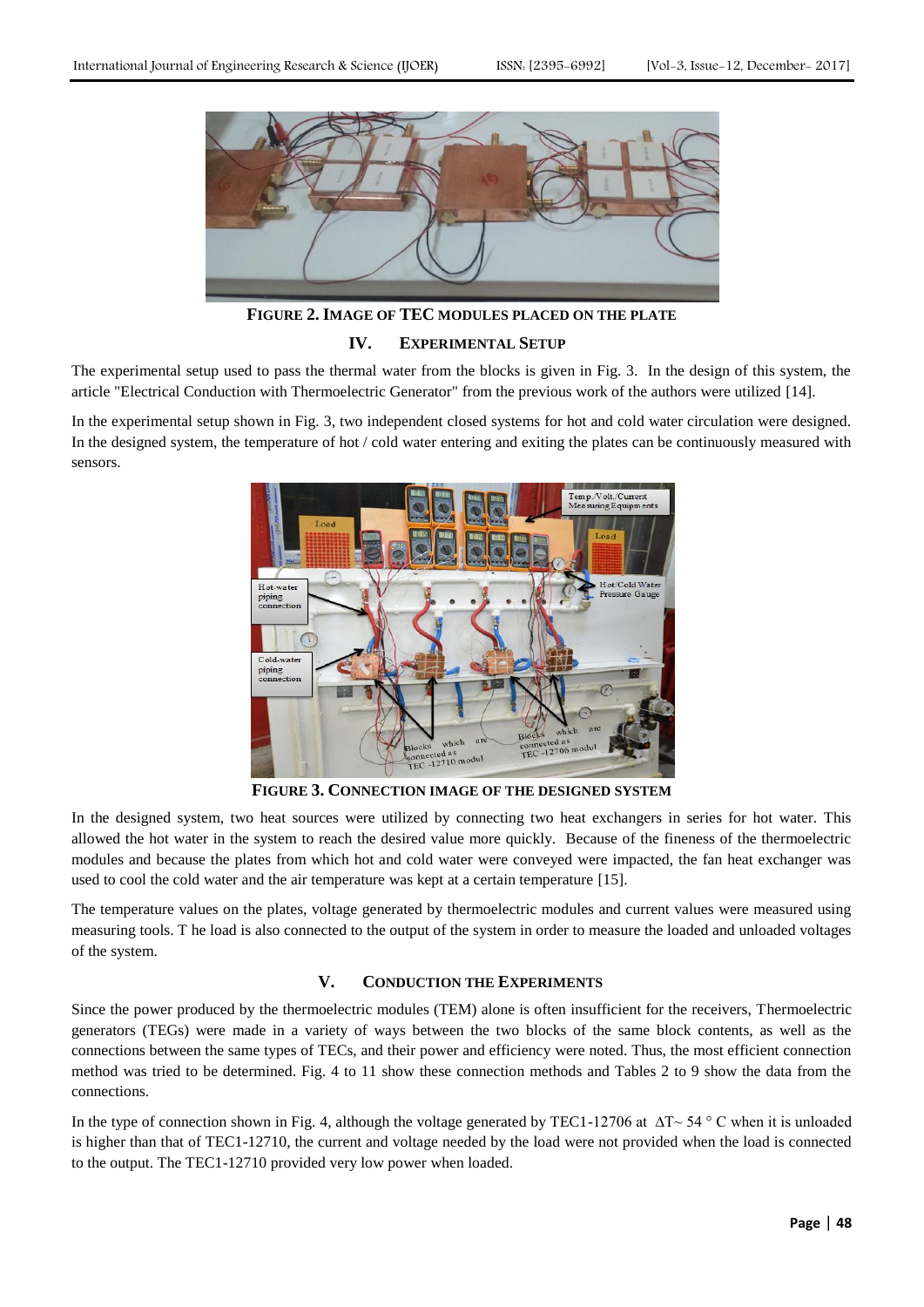FIGURE 2. IMAGE OF TEC MODULES PLACED ON THE PLATE

## IV. EXPERIMENTAL SETUP

The experimental setup used to pass the thermal water from the blocks is given in Fig. 3. In the design of this system, the article "Electrical Conduction with Thermoelectric Generator" from the previous work of the authors were utilized [14].

In the experimental setup shown in Fig. 3, two independent closed systems for hot and cold water circulation were designed. In the designed system, the temperature of hot / cold water entering and exiting the plates can be continuously measured with sensors.

FIGURE 3. CONNECTION IMAGE OF THE DESIGNED SYSTEM

In the designed system, two heat sources were utilized by connecting two heat exchangers in series for hot water. This allowed the hot water in the system to reach the desired value more quickly. Because of the fineness of the thermoelectric modules and because the plates from which hot and cold water were conveyed were impacted, the fan heat exchanger was used to cool the cold water and the air temperature was kept at a certain temperature [15].

The temperature values on the plates, voltage generated by thermoelectric modules and current values were measured using measuring tools. T he load is also connected to the output of the system in order to measure the loaded and unloaded voltages of the system.

## V. CONDUCTION THE EXPERIMENTS

Since the power produced by the thermoelectric modules (TEM) alone is often insufficient for the receivers, Thermoelectric generators (TEGs) were made in a variety of ways between the two blocks of the same block contents, as well as the connections between the same types of TECs, and their power and efficiency were noted. Thus, the most efficient connection method was tried to be determined. Fig. 4 to 11 show these connection methods and Tables 2 to 9 show the data from the connections.

In the type of connection shown in Fig. 4, although the voltage generated by TEC1-12706 at $\Delta T \sim 54\ ^\circ C$ when it is unloaded is higher than that of TEC1-12710, the current and voltage needed by the load were not provided when the load is connected to the output. The TEC1-12710 provided very low power when loaded.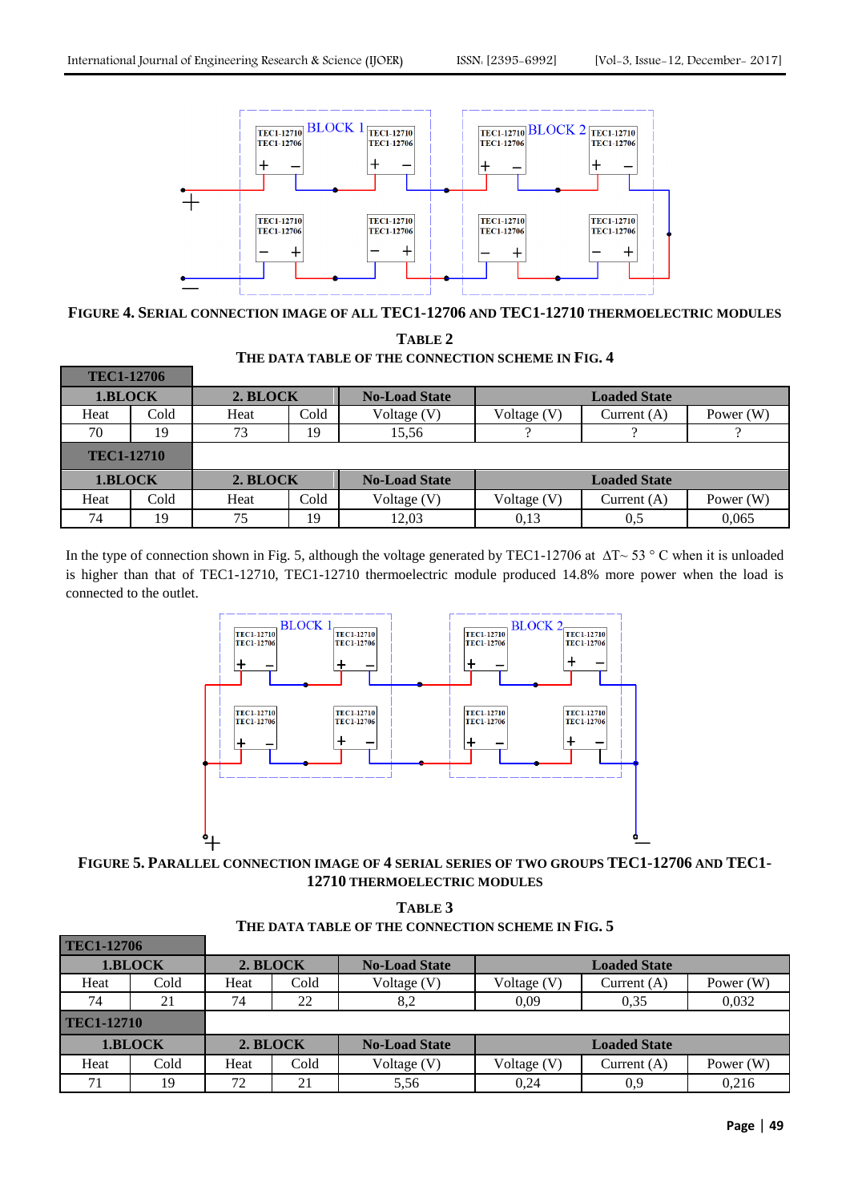**FIGURE 4. SERIAL CONNECTION IMAGE OF ALL TEC1-12706 AND TEC1-12710 THERMOELECTRIC MODULES**

**TABLE 2**
**THE DATA TABLE OF THE CONNECTION SCHEME IN FIG. 4**

| TEC1-12706 | | | | | | | |
|---|---|---|---|---|---|---|---|
| 1.BLOCK | | 2. BLOCK | | No-Load State | Loaded State | | |
| Heat | Cold | Heat | Cold | Voltage (V) | Voltage (V) | Current (A) | Power (W) |
| 70 | 19 | 73 | 19 | 15,56 | ? | ? | ? |
| **TEC1-12710** | | | | | | | |
| 1.BLOCK | | 2. BLOCK | | No-Load State | Loaded State | | |
| Heat | Cold | Heat | Cold | Voltage (V) | Voltage (V) | Current (A) | Power (W) |
| 74 | 19 | 75 | 19 | 12,03 | 0,13 | 0,5 | 0,065 |

In the type of connection shown in Fig. 5, although the voltage generated by TEC1-12706 at $\Delta T \sim 53$ ° C when it is unloaded is higher than that of TEC1-12710, TEC1-12710 thermoelectric module produced 14.8% more power when the load is connected to the outlet.

**FIGURE 5. PARALLEL CONNECTION IMAGE OF 4 SERIAL SERIES OF TWO GROUPS TEC1-12706 AND TEC1-12710 THERMOELECTRIC MODULES**

**TABLE 3**
**THE DATA TABLE OF THE CONNECTION SCHEME IN FIG. 5**

| TEC1-12706 | | | | | | | |
|---|---|---|---|---|---|---|---|
| 1.BLOCK | | 2. BLOCK | | No-Load State | Loaded State | | |
| Heat | Cold | Heat | Cold | Voltage (V) | Voltage (V) | Current (A) | Power (W) |
| 74 | 21 | 74 | 22 | 8,2 | 0,09 | 0,35 | 0,032 |
| **TEC1-12710** | | | | | | | |
| 1.BLOCK | | 2. BLOCK | | No-Load State | Loaded State | | |
| Heat | Cold | Heat | Cold | Voltage (V) | Voltage (V) | Current (A) | Power (W) |
| 71 | 19 | 72 | 21 | 5,56 | 0,24 | 0,9 | 0,216 |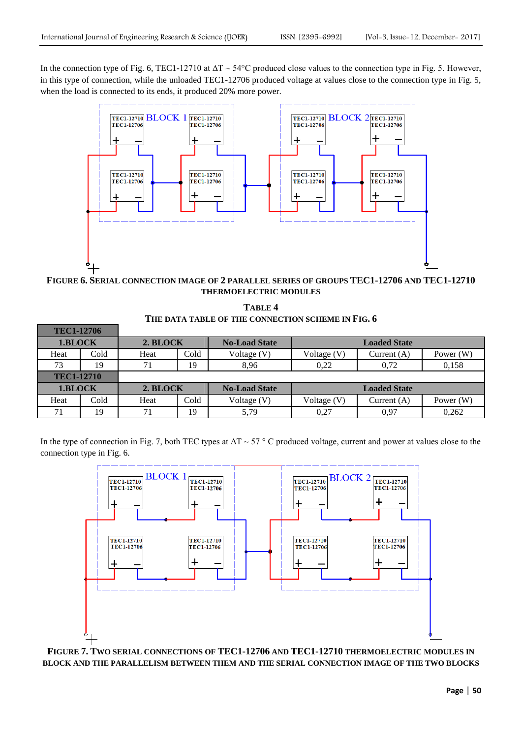In the connection type of Fig. 6, TEC1-12710 at $\Delta T \sim 54°C$ produced close values to the connection type in Fig. 5. However, in this type of connection, while the unloaded TEC1-12706 produced voltage at values close to the connection type in Fig. 5, when the load is connected to its ends, it produced 20% more power.

**FIGURE 6. SERIAL CONNECTION IMAGE OF 2 PARALLEL SERIES OF GROUPS TEC1-12706 AND TEC1-12710 THERMOELECTRIC MODULES**

**TABLE 4**
**THE DATA TABLE OF THE CONNECTION SCHEME IN FIG. 6**

| TEC1-12706 | | | | | | | |
|---|---|---|---|---|---|---|---|
| 1.BLOCK | | 2. BLOCK | | No-Load State | Loaded State | | |
| Heat | Cold | Heat | Cold | Voltage (V) | Voltage (V) | Current (A) | Power (W) |
| 73 | 19 | 71 | 19 | 8,96 | 0,22 | 0,72 | 0,158 |
| **TEC1-12710** | | | | | | | |
| **1.BLOCK** | | **2. BLOCK** | | **No-Load State** | **Loaded State** | | |
| Heat | Cold | Heat | Cold | Voltage (V) | Voltage (V) | Current (A) | Power (W) |
| 71 | 19 | 71 | 19 | 5,79 | 0,27 | 0,97 | 0,262 |

In the type of connection in Fig. 7, both TEC types at $\Delta T \sim 57°C$ produced voltage, current and power at values close to the connection type in Fig. 6.

**FIGURE 7. TWO SERIAL CONNECTIONS OF TEC1-12706 AND TEC1-12710 THERMOELECTRIC MODULES IN BLOCK AND THE PARALLELISM BETWEEN THEM AND THE SERIAL CONNECTION IMAGE OF THE TWO BLOCKS**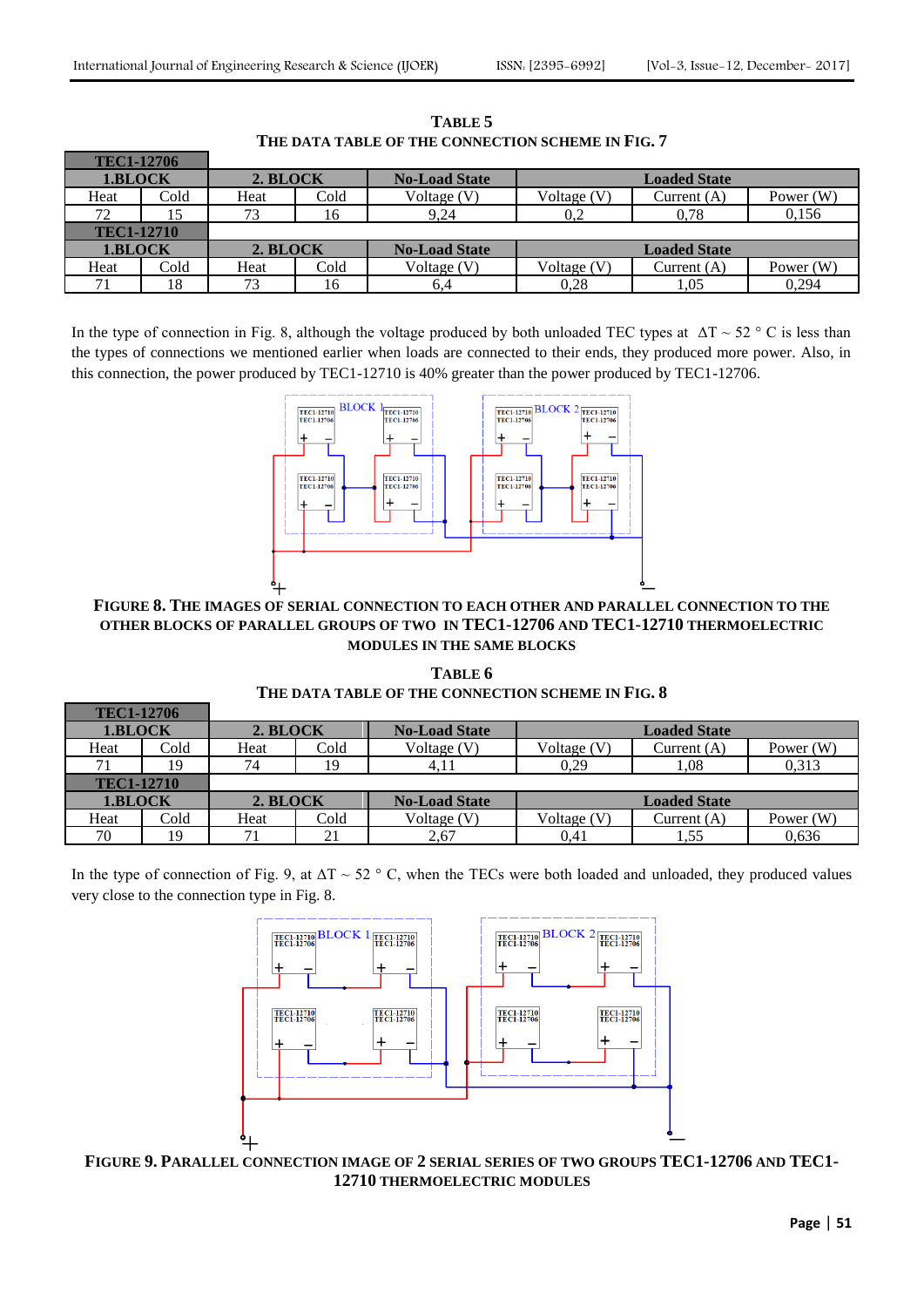**TABLE 5**
**THE DATA TABLE OF THE CONNECTION SCHEME IN FIG. 7**

| TEC1-12706 | | | | | | | |
|---|---|---|---|---|---|---|---|
| **1.BLOCK** | | **2. BLOCK** | | **No-Load State** | **Loaded State** | | |
| Heat | Cold | Heat | Cold | Voltage (V) | Voltage (V) | Current (A) | Power (W) |
| 72 | 15 | 73 | 16 | 9,24 | 0,2 | 0,78 | 0,156 |
| **TEC1-12710** | | | | | | | |
| **1.BLOCK** | | **2. BLOCK** | | **No-Load State** | **Loaded State** | | |
| Heat | Cold | Heat | Cold | Voltage (V) | Voltage (V) | Current (A) | Power (W) |
| 71 | 18 | 73 | 16 | 6,4 | 0,28 | 1,05 | 0,294 |

In the type of connection in Fig. 8, although the voltage produced by both unloaded TEC types at $\Delta T \sim 52\ °C$ is less than the types of connections we mentioned earlier when loads are connected to their ends, they produced more power. Also, in this connection, the power produced by TEC1-12710 is 40% greater than the power produced by TEC1-12706.

**FIGURE 8. THE IMAGES OF SERIAL CONNECTION TO EACH OTHER AND PARALLEL CONNECTION TO THE OTHER BLOCKS OF PARALLEL GROUPS OF TWO IN TEC1-12706 AND TEC1-12710 THERMOELECTRIC MODULES IN THE SAME BLOCKS**

**TABLE 6**
**THE DATA TABLE OF THE CONNECTION SCHEME IN FIG. 8**

| TEC1-12706 | | | | | | | |
|---|---|---|---|---|---|---|---|
| **1.BLOCK** | | **2. BLOCK** | | **No-Load State** | **Loaded State** | | |
| Heat | Cold | Heat | Cold | Voltage (V) | Voltage (V) | Current (A) | Power (W) |
| 71 | 19 | 74 | 19 | 4,11 | 0,29 | 1,08 | 0,313 |
| **TEC1-12710** | | | | | | | |
| **1.BLOCK** | | **2. BLOCK** | | **No-Load State** | **Loaded State** | | |
| Heat | Cold | Heat | Cold | Voltage (V) | Voltage (V) | Current (A) | Power (W) |
| 70 | 19 | 71 | 21 | 2,67 | 0,41 | 1,55 | 0,636 |

In the type of connection of Fig. 9, at $\Delta T \sim 52\ °C$, when the TECs were both loaded and unloaded, they produced values very close to the connection type in Fig. 8.

**FIGURE 9. PARALLEL CONNECTION IMAGE OF 2 SERIAL SERIES OF TWO GROUPS TEC1-12706 AND TEC1-12710 THERMOELECTRIC MODULES**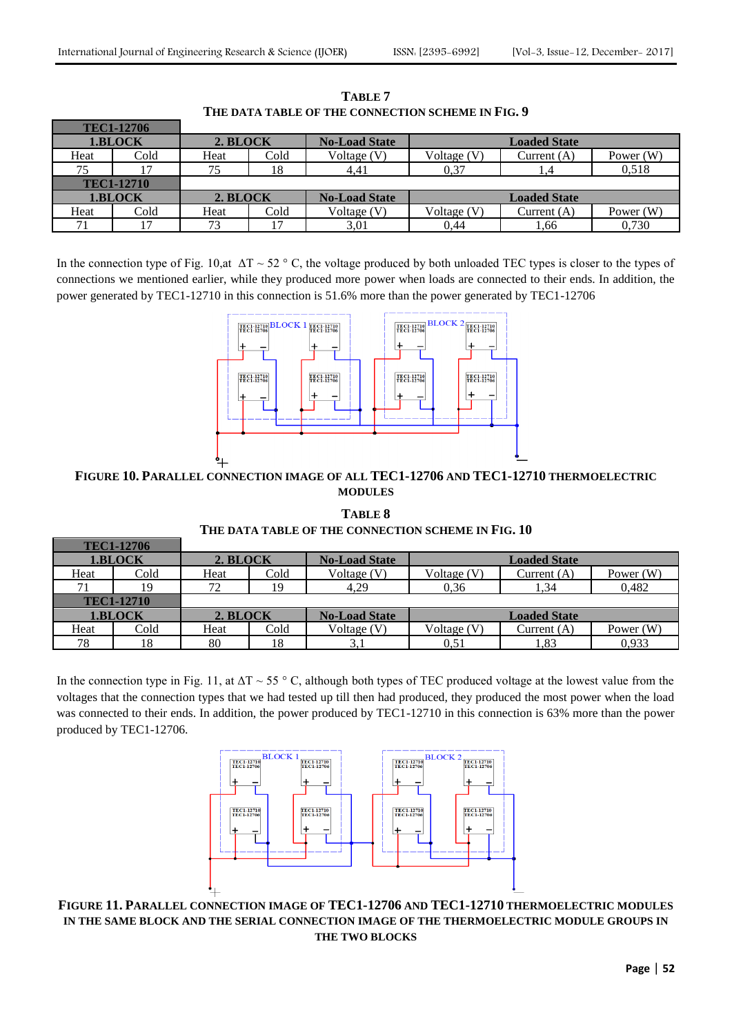**TABLE 7**
**THE DATA TABLE OF THE CONNECTION SCHEME IN FIG. 9**

| TEC1-12706 | | | | | | | |
|---|---|---|---|---|---|---|---|
| 1.BLOCK | | 2. BLOCK | | No-Load State | Loaded State | | |
| Heat | Cold | Heat | Cold | Voltage (V) | Voltage (V) | Current (A) | Power (W) |
| 75 | 17 | 75 | 18 | 4,41 | 0,37 | 1,4 | 0,518 |
| **TEC1-12710** | | | | | | | |
| 1.BLOCK | | 2. BLOCK | | No-Load State | Loaded State | | |
| Heat | Cold | Heat | Cold | Voltage (V) | Voltage (V) | Current (A) | Power (W) |
| 71 | 17 | 73 | 17 | 3,01 | 0,44 | 1,66 | 0,730 |

In the connection type of Fig. 10,at $\Delta T \sim 52$ ° C, the voltage produced by both unloaded TEC types is closer to the types of connections we mentioned earlier, while they produced more power when loads are connected to their ends. In addition, the power generated by TEC1-12710 in this connection is 51.6% more than the power generated by TEC1-12706

**FIGURE 10. PARALLEL CONNECTION IMAGE OF ALL TEC1-12706 AND TEC1-12710 THERMOELECTRIC MODULES**

**TABLE 8**
**THE DATA TABLE OF THE CONNECTION SCHEME IN FIG. 10**

| TEC1-12706 | | | | | | | |
|---|---|---|---|---|---|---|---|
| 1.BLOCK | | 2. BLOCK | | No-Load State | Loaded State | | |
| Heat | Cold | Heat | Cold | Voltage (V) | Voltage (V) | Current (A) | Power (W) |
| 71 | 19 | 72 | 19 | 4,29 | 0,36 | 1,34 | 0,482 |
| **TEC1-12710** | | | | | | | |
| 1.BLOCK | | 2. BLOCK | | No-Load State | Loaded State | | |
| Heat | Cold | Heat | Cold | Voltage (V) | Voltage (V) | Current (A) | Power (W) |
| 78 | 18 | 80 | 18 | 3,1 | 0,51 | 1,83 | 0,933 |

In the connection type in Fig. 11, at $\Delta T \sim 55$ ° C, although both types of TEC produced voltage at the lowest value from the voltages that the connection types that we had tested up till then had produced, they produced the most power when the load was connected to their ends. In addition, the power produced by TEC1-12710 in this connection is 63% more than the power produced by TEC1-12706.

**FIGURE 11. PARALLEL CONNECTION IMAGE OF TEC1-12706 AND TEC1-12710 THERMOELECTRIC MODULES IN THE SAME BLOCK AND THE SERIAL CONNECTION IMAGE OF THE THERMOELECTRIC MODULE GROUPS IN THE TWO BLOCKS**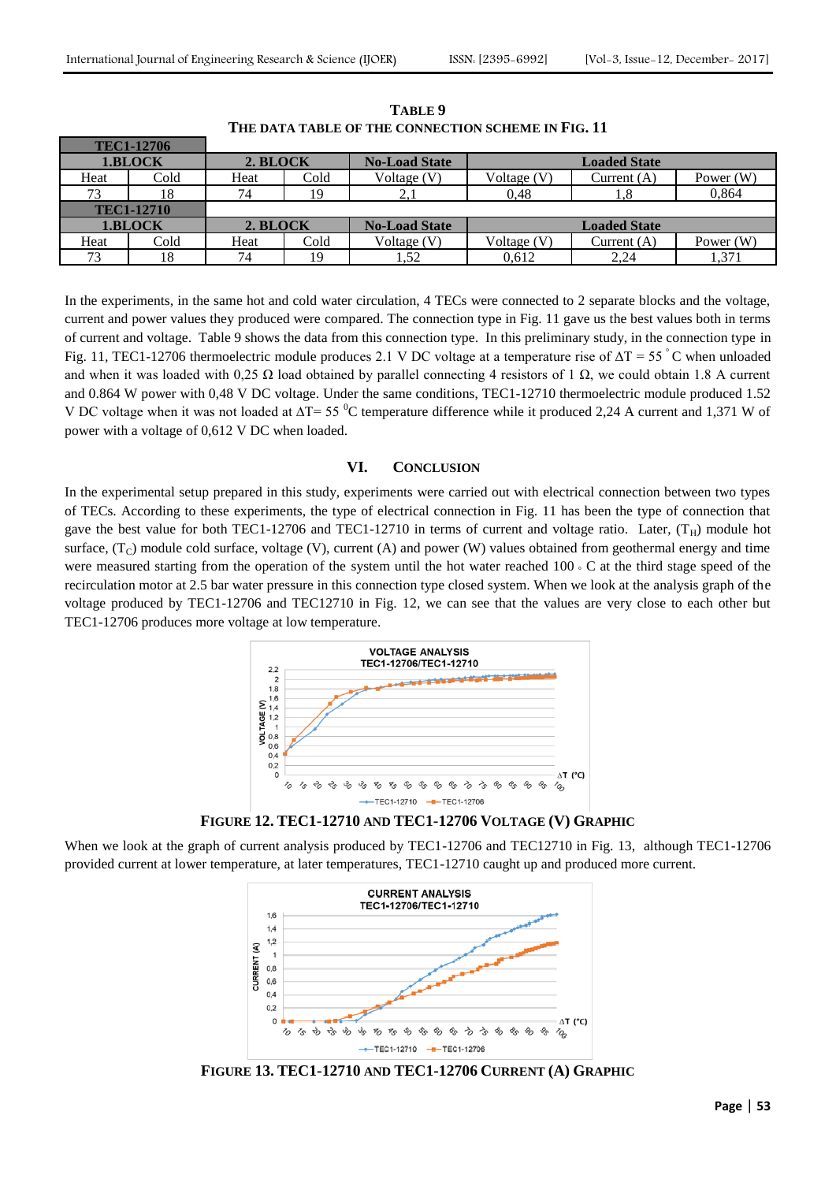**TABLE 9**
**THE DATA TABLE OF THE CONNECTION SCHEME IN FIG. 11**

| TEC1-12706 | | | | | | | |
|---|---|---|---|---|---|---|---|
| 1.BLOCK | | 2. BLOCK | | No-Load State | Loaded State | | |
| Heat | Cold | Heat | Cold | Voltage (V) | Voltage (V) | Current (A) | Power (W) |
| 73 | 18 | 74 | 19 | 2,1 | 0,48 | 1,8 | 0,864 |
| **TEC1-12710** | | | | | | | |
| 1.BLOCK | | 2. BLOCK | | No-Load State | Loaded State | | |
| Heat | Cold | Heat | Cold | Voltage (V) | Voltage (V) | Current (A) | Power (W) |
| 73 | 18 | 74 | 19 | 1,52 | 0,612 | 2,24 | 1,371 |

In the experiments, in the same hot and cold water circulation, 4 TECs were connected to 2 separate blocks and the voltage, current and power values they produced were compared. The connection type in Fig. 11 gave us the best values both in terms of current and voltage. Table 9 shows the data from this connection type. In this preliminary study, in the connection type in Fig. 11, TEC1-12706 thermoelectric module produces 2.1 V DC voltage at a temperature rise of $\Delta T = 55\,^{\circ}C$ when unloaded and when it was loaded with 0,25 Ω load obtained by parallel connecting 4 resistors of 1 Ω, we could obtain 1.8 A current and 0.864 W power with 0,48 V DC voltage. Under the same conditions, TEC1-12710 thermoelectric module produced 1.52 V DC voltage when it was not loaded at $\Delta T = 55\,^{0}C$ temperature difference while it produced 2,24 A current and 1,371 W of power with a voltage of 0,612 V DC when loaded.

## VI. CONCLUSION

In the experimental setup prepared in this study, experiments were carried out with electrical connection between two types of TECs. According to these experiments, the type of electrical connection in Fig. 11 has been the type of connection that gave the best value for both TEC1-12706 and TEC1-12710 in terms of current and voltage ratio. Later, ($T_H$) module hot surface, ($T_C$) module cold surface, voltage (V), current (A) and power (W) values obtained from geothermal energy and time were measured starting from the operation of the system until the hot water reached 100 ◦ C at the third stage speed of the recirculation motor at 2.5 bar water pressure in this connection type closed system. When we look at the analysis graph of the voltage produced by TEC1-12706 and TEC12710 in Fig. 12, we can see that the values are very close to each other but TEC1-12706 produces more voltage at low temperature.

**FIGURE 12. TEC1-12710 AND TEC1-12706 VOLTAGE (V) GRAPHIC**

When we look at the graph of current analysis produced by TEC1-12706 and TEC12710 in Fig. 13, although TEC1-12706 provided current at lower temperature, at later temperatures, TEC1-12710 caught up and produced more current.

**FIGURE 13. TEC1-12710 AND TEC1-12706 CURRENT (A) GRAPHIC**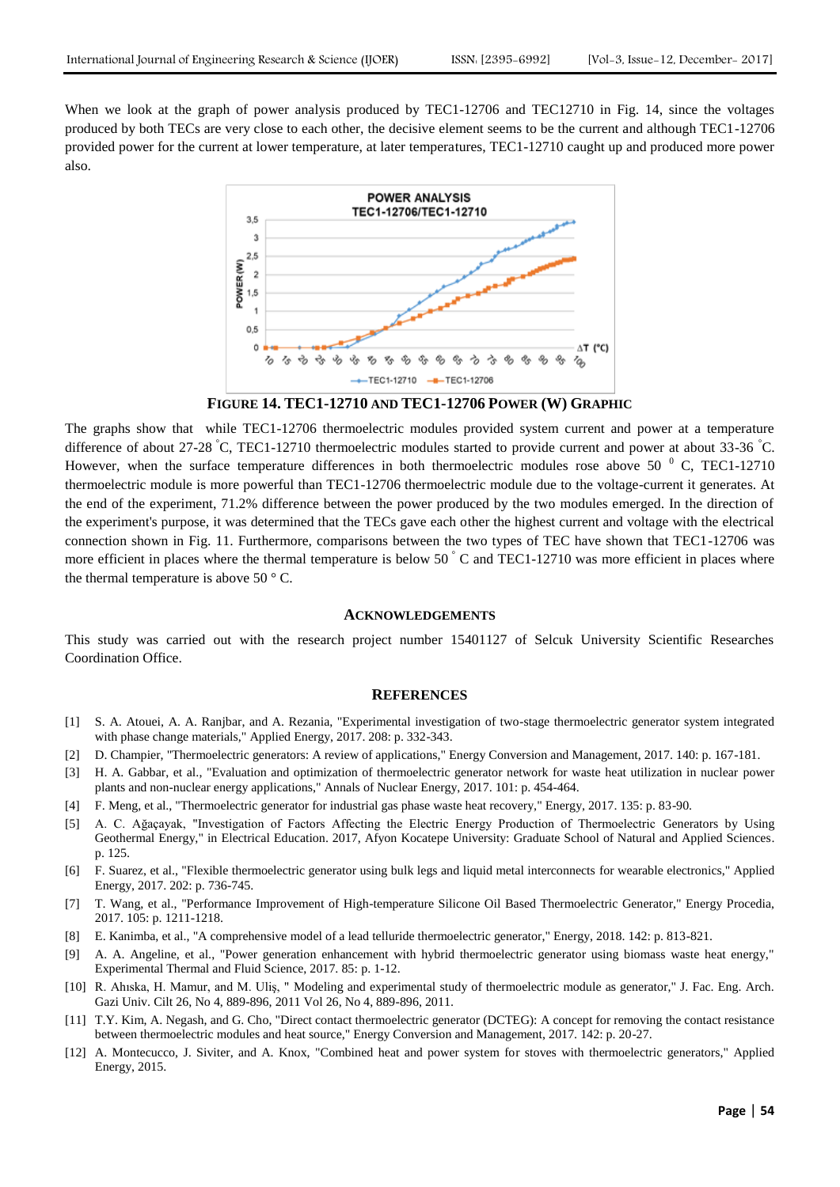When we look at the graph of power analysis produced by TEC1-12706 and TEC12710 in Fig. 14, since the voltages produced by both TECs are very close to each other, the decisive element seems to be the current and although TEC1-12706 provided power for the current at lower temperature, at later temperatures, TEC1-12710 caught up and produced more power also.

**FIGURE 14. TEC1-12710 AND TEC1-12706 POWER (W) GRAPHIC**

The graphs show that while TEC1-12706 thermoelectric modules provided system current and power at a temperature difference of about 27-28 °C, TEC1-12710 thermoelectric modules started to provide current and power at about 33-36 °C. However, when the surface temperature differences in both thermoelectric modules rose above 50 ⁰ C, TEC1-12710 thermoelectric module is more powerful than TEC1-12706 thermoelectric module due to the voltage-current it generates. At the end of the experiment, 71.2% difference between the power produced by the two modules emerged. In the direction of the experiment's purpose, it was determined that the TECs gave each other the highest current and voltage with the electrical connection shown in Fig. 11. Furthermore, comparisons between the two types of TEC have shown that TEC1-12706 was more efficient in places where the thermal temperature is below 50 ° C and TEC1-12710 was more efficient in places where the thermal temperature is above 50 ° C.

## ACKNOWLEDGEMENTS

This study was carried out with the research project number 15401127 of Selcuk University Scientific Researches Coordination Office.

## REFERENCES

[1] S. A. Atouei, A. A. Ranjbar, and A. Rezania, "Experimental investigation of two-stage thermoelectric generator system integrated with phase change materials," Applied Energy, 2017. 208: p. 332-343.

[2] D. Champier, "Thermoelectric generators: A review of applications," Energy Conversion and Management, 2017. 140: p. 167-181.

[3] H. A. Gabbar, et al., "Evaluation and optimization of thermoelectric generator network for waste heat utilization in nuclear power plants and non-nuclear energy applications," Annals of Nuclear Energy, 2017. 101: p. 454-464.

[4] F. Meng, et al., "Thermoelectric generator for industrial gas phase waste heat recovery," Energy, 2017. 135: p. 83-90.

[5] A. C. Ağaçayak, "Investigation of Factors Affecting the Electric Energy Production of Thermoelectric Generators by Using Geothermal Energy," in Electrical Education. 2017, Afyon Kocatepe University: Graduate School of Natural and Applied Sciences. p. 125.

[6] F. Suarez, et al., "Flexible thermoelectric generator using bulk legs and liquid metal interconnects for wearable electronics," Applied Energy, 2017. 202: p. 736-745.

[7] T. Wang, et al., "Performance Improvement of High-temperature Silicone Oil Based Thermoelectric Generator," Energy Procedia, 2017. 105: p. 1211-1218.

[8] E. Kanimba, et al., "A comprehensive model of a lead telluride thermoelectric generator," Energy, 2018. 142: p. 813-821.

[9] A. A. Angeline, et al., "Power generation enhancement with hybrid thermoelectric generator using biomass waste heat energy," Experimental Thermal and Fluid Science, 2017. 85: p. 1-12.

[10] R. Ahıska, H. Mamur, and M. Uliş, " Modeling and experimental study of thermoelectric module as generator," J. Fac. Eng. Arch. Gazi Univ. Cilt 26, No 4, 889-896, 2011 Vol 26, No 4, 889-896, 2011.

[11] T.Y. Kim, A. Negash, and G. Cho, "Direct contact thermoelectric generator (DCTEG): A concept for removing the contact resistance between thermoelectric modules and heat source," Energy Conversion and Management, 2017. 142: p. 20-27.

[12] A. Montecucco, J. Siviter, and A. Knox, "Combined heat and power system for stoves with thermoelectric generators," Applied Energy, 2015.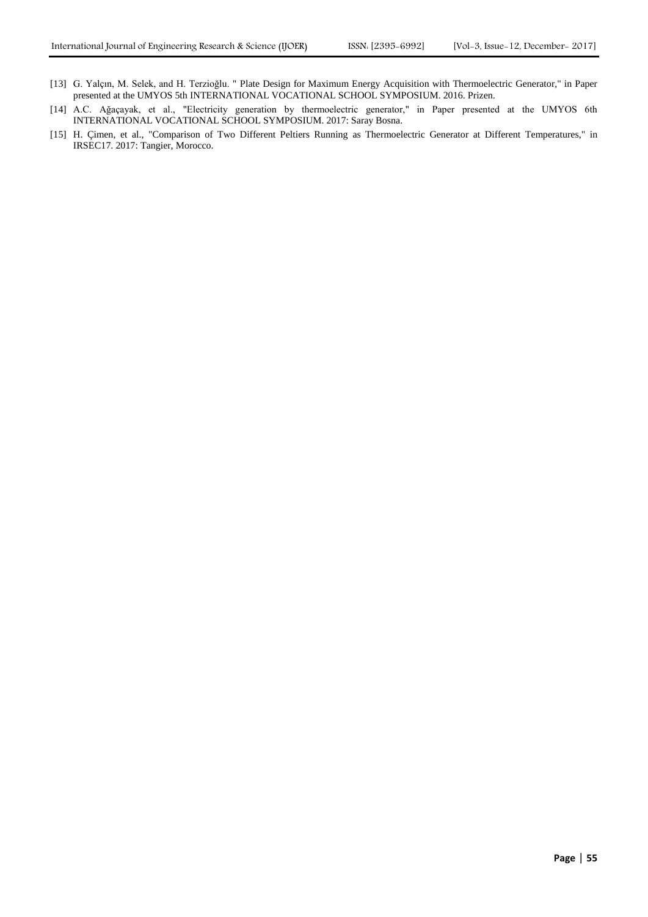[13] G. Yalçın, M. Selek, and H. Terzioğlu. " Plate Design for Maximum Energy Acquisition with Thermoelectric Generator," in Paper presented at the UMYOS 5th INTERNATIONAL VOCATIONAL SCHOOL SYMPOSIUM. 2016. Prizen.

[14] A.C. Ağaçayak, et al., "Electricity generation by thermoelectric generator," in Paper presented at the UMYOS 6th INTERNATIONAL VOCATIONAL SCHOOL SYMPOSIUM. 2017: Saray Bosna.

[15] H. Çimen, et al., "Comparison of Two Different Peltiers Running as Thermoelectric Generator at Different Temperatures," in IRSEC17. 2017: Tangier, Morocco.